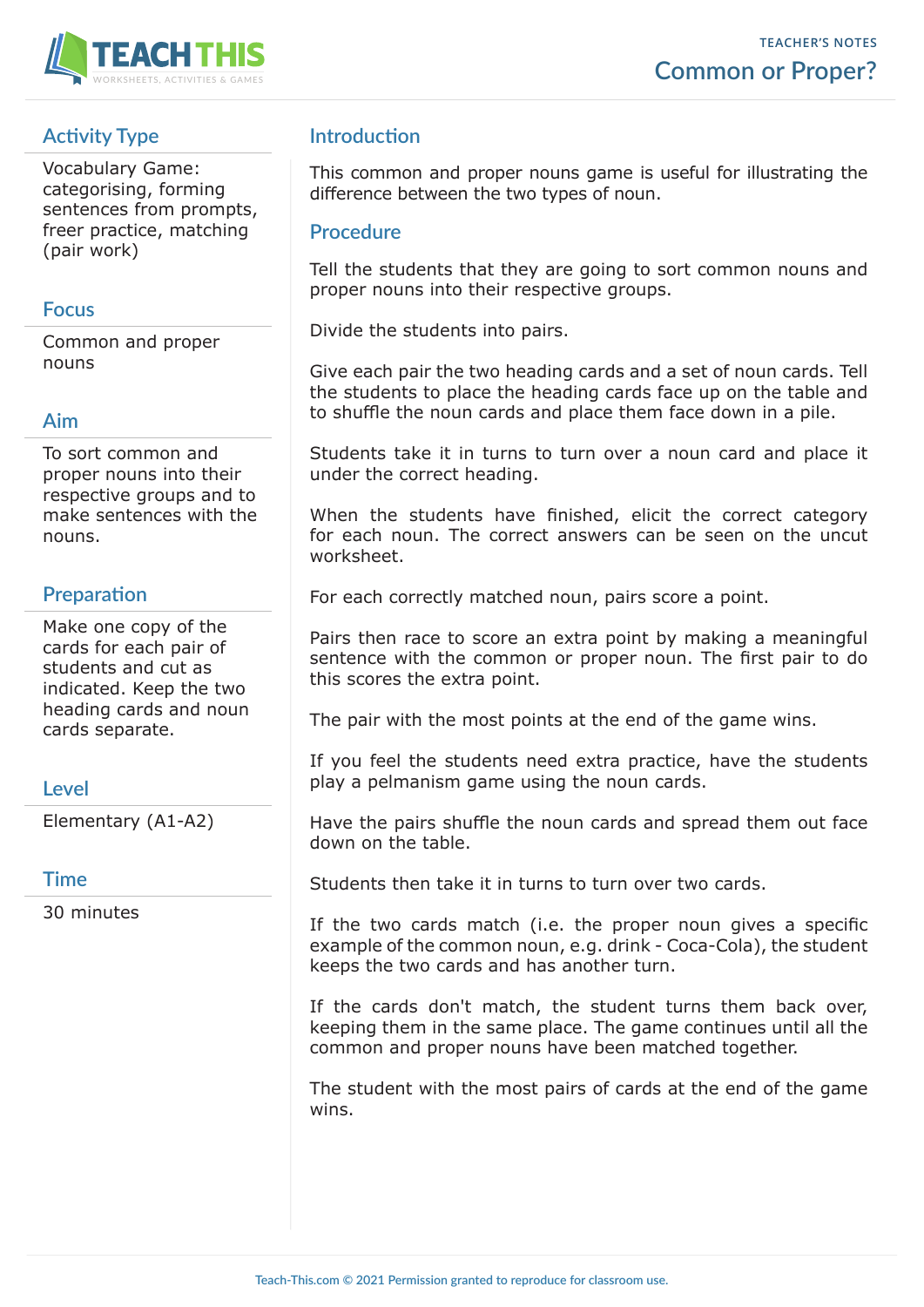TEACHER'S NOTES

# Common or Proper?

## Activity Type

Vocabulary Game: categorising, forming sentences from prompts, freer practice, matching (pair work)

## Focus

Common and proper nouns

## Aim

To sort common and proper nouns into their respective groups and to make sentences with the nouns.

## Preparation

Make one copy of the cards for each pair of students and cut as indicated. Keep the two heading cards and noun cards separate.

## Level

Elementary (A1-A2)

## Time

30 minutes

## Introduction

This common and proper nouns game is useful for illustrating the difference between the two types of noun.

## Procedure

Tell the students that they are going to sort common nouns and proper nouns into their respective groups.

Divide the students into pairs.

Give each pair the two heading cards and a set of noun cards. Tell the students to place the heading cards face up on the table and to shuffle the noun cards and place them face down in a pile.

Students take it in turns to turn over a noun card and place it under the correct heading.

When the students have finished, elicit the correct category for each noun. The correct answers can be seen on the uncut worksheet.

For each correctly matched noun, pairs score a point.

Pairs then race to score an extra point by making a meaningful sentence with the common or proper noun. The first pair to do this scores the extra point.

The pair with the most points at the end of the game wins.

If you feel the students need extra practice, have the students play a pelmanism game using the noun cards.

Have the pairs shuffle the noun cards and spread them out face down on the table.

Students then take it in turns to turn over two cards.

If the two cards match (i.e. the proper noun gives a specific example of the common noun, e.g. drink - Coca-Cola), the student keeps the two cards and has another turn.

If the cards don't match, the student turns them back over, keeping them in the same place. The game continues until all the common and proper nouns have been matched together.

The student with the most pairs of cards at the end of the game wins.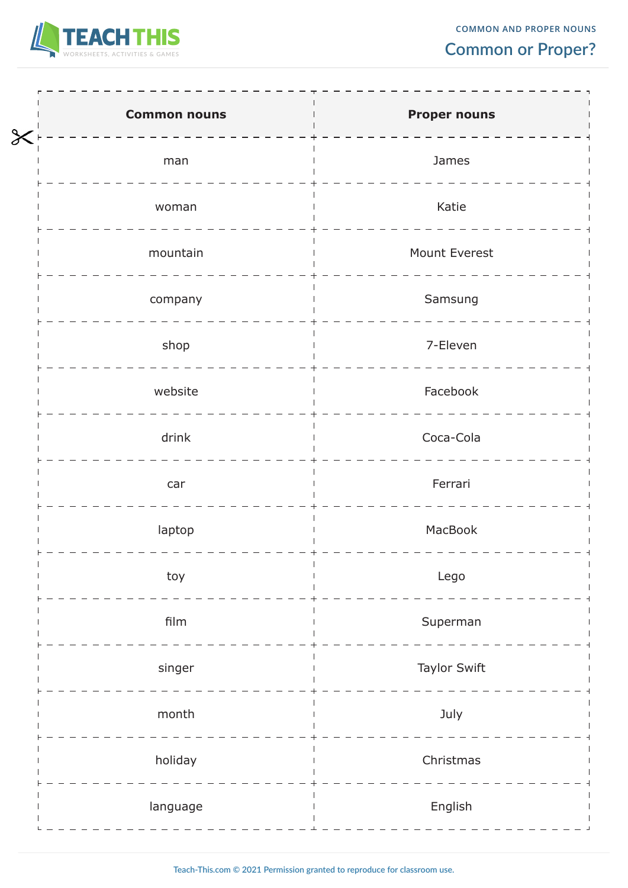| Common nouns | Proper nouns |
| --- | --- |
| man | James |
| woman | Katie |
| mountain | Mount Everest |
| company | Samsung |
| shop | 7-Eleven |
| website | Facebook |
| drink | Coca-Cola |
| car | Ferrari |
| laptop | MacBook |
| toy | Lego |
| film | Superman |
| singer | Taylor Swift |
| month | July |
| holiday | Christmas |
| language | English |